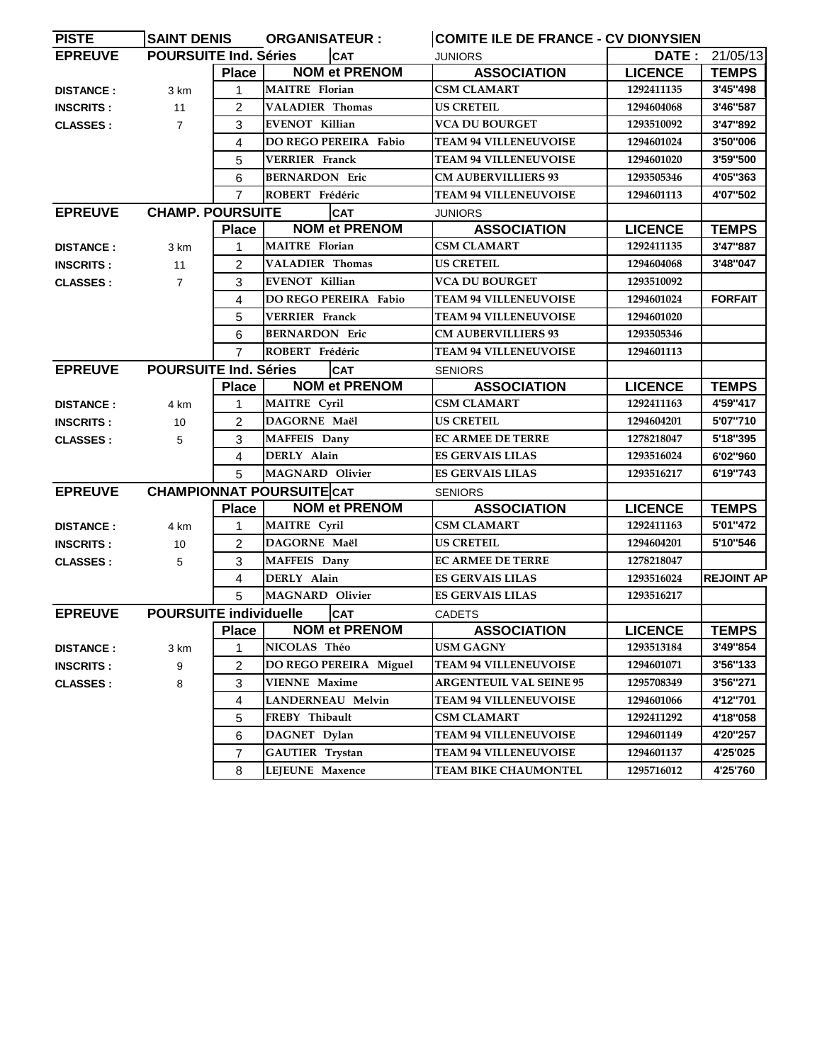| PISTE | SAINT DENIS | ORGANISATEUR : | COMITE ILE DE FRANCE - CV DIONYSIEN | | |
|---|---|---|---|---|---|
| EPREUVE | POURSUITE Ind. Séries | CAT | JUNIORS | DATE : | 21/05/13 |
| | Place | NOM et PRENOM | ASSOCIATION | LICENCE | TEMPS |
| DISTANCE : 3 km | 1 | MAITRE Florian | CSM CLAMART | 1292411135 | 3'45"498 |
| INSCRITS : 11 | 2 | VALADIER Thomas | US CRETEIL | 1294604068 | 3'46"587 |
| CLASSES : 7 | 3 | EVENOT Killian | VCA DU BOURGET | 1293510092 | 3'47"892 |
| | 4 | DO REGO PEREIRA Fabio | TEAM 94 VILLENEUVOISE | 1294601024 | 3'50"006 |
| | 5 | VERRIER Franck | TEAM 94 VILLENEUVOISE | 1294601020 | 3'59"500 |
| | 6 | BERNARDON Eric | CM AUBERVILLIERS 93 | 1293505346 | 4'05"363 |
| | 7 | ROBERT Frédéric | TEAM 94 VILLENEUVOISE | 1294601113 | 4'07"502 |
| EPREUVE | CHAMP. POURSUITE | CAT | JUNIORS | | |
| | Place | NOM et PRENOM | ASSOCIATION | LICENCE | TEMPS |
| DISTANCE : 3 km | 1 | MAITRE Florian | CSM CLAMART | 1292411135 | 3'47"887 |
| INSCRITS : 11 | 2 | VALADIER Thomas | US CRETEIL | 1294604068 | 3'48"047 |
| CLASSES : 7 | 3 | EVENOT Killian | VCA DU BOURGET | 1293510092 | |
| | 4 | DO REGO PEREIRA Fabio | TEAM 94 VILLENEUVOISE | 1294601024 | FORFAIT |
| | 5 | VERRIER Franck | TEAM 94 VILLENEUVOISE | 1294601020 | |
| | 6 | BERNARDON Eric | CM AUBERVILLIERS 93 | 1293505346 | |
| | 7 | ROBERT Frédéric | TEAM 94 VILLENEUVOISE | 1294601113 | |
| EPREUVE | POURSUITE Ind. Séries | CAT | SENIORS | | |
| | Place | NOM et PRENOM | ASSOCIATION | LICENCE | TEMPS |
| DISTANCE : 4 km | 1 | MAITRE Cyril | CSM CLAMART | 1292411163 | 4'59"417 |
| INSCRITS : 10 | 2 | DAGORNE Maël | US CRETEIL | 1294604201 | 5'07"710 |
| CLASSES : 5 | 3 | MAFFEIS Dany | EC ARMEE DE TERRE | 1278218047 | 5'18"395 |
| | 4 | DERLY Alain | ES GERVAIS LILAS | 1293516024 | 6'02"960 |
| | 5 | MAGNARD Olivier | ES GERVAIS LILAS | 1293516217 | 6'19"743 |
| EPREUVE | CHAMPIONNAT POURSUITE | CAT | SENIORS | | |
| | Place | NOM et PRENOM | ASSOCIATION | LICENCE | TEMPS |
| DISTANCE : 4 km | 1 | MAITRE Cyril | CSM CLAMART | 1292411163 | 5'01"472 |
| INSCRITS : 10 | 2 | DAGORNE Maël | US CRETEIL | 1294604201 | 5'10"546 |
| CLASSES : 5 | 3 | MAFFEIS Dany | EC ARMEE DE TERRE | 1278218047 | |
| | 4 | DERLY Alain | ES GERVAIS LILAS | 1293516024 | REJOINT AP |
| | 5 | MAGNARD Olivier | ES GERVAIS LILAS | 1293516217 | |
| EPREUVE | POURSUITE individuelle | CAT | CADETS | | |
| | Place | NOM et PRENOM | ASSOCIATION | LICENCE | TEMPS |
| DISTANCE : 3 km | 1 | NICOLAS Théo | USM GAGNY | 1293513184 | 3'49"854 |
| INSCRITS : 9 | 2 | DO REGO PEREIRA Miguel | TEAM 94 VILLENEUVOISE | 1294601071 | 3'56"133 |
| CLASSES : 8 | 3 | VIENNE Maxime | ARGENTEUIL VAL SEINE 95 | 1295708349 | 3'56"271 |
| | 4 | LANDERNEAU Melvin | TEAM 94 VILLENEUVOISE | 1294601066 | 4'12"701 |
| | 5 | FREBY Thibault | CSM CLAMART | 1292411292 | 4'18"058 |
| | 6 | DAGNET Dylan | TEAM 94 VILLENEUVOISE | 1294601149 | 4'20"257 |
| | 7 | GAUTIER Trystan | TEAM 94 VILLENEUVOISE | 1294601137 | 4'25'025 |
| | 8 | LEJEUNE Maxence | TEAM BIKE CHAUMONTEL | 1295716012 | 4'25'760 |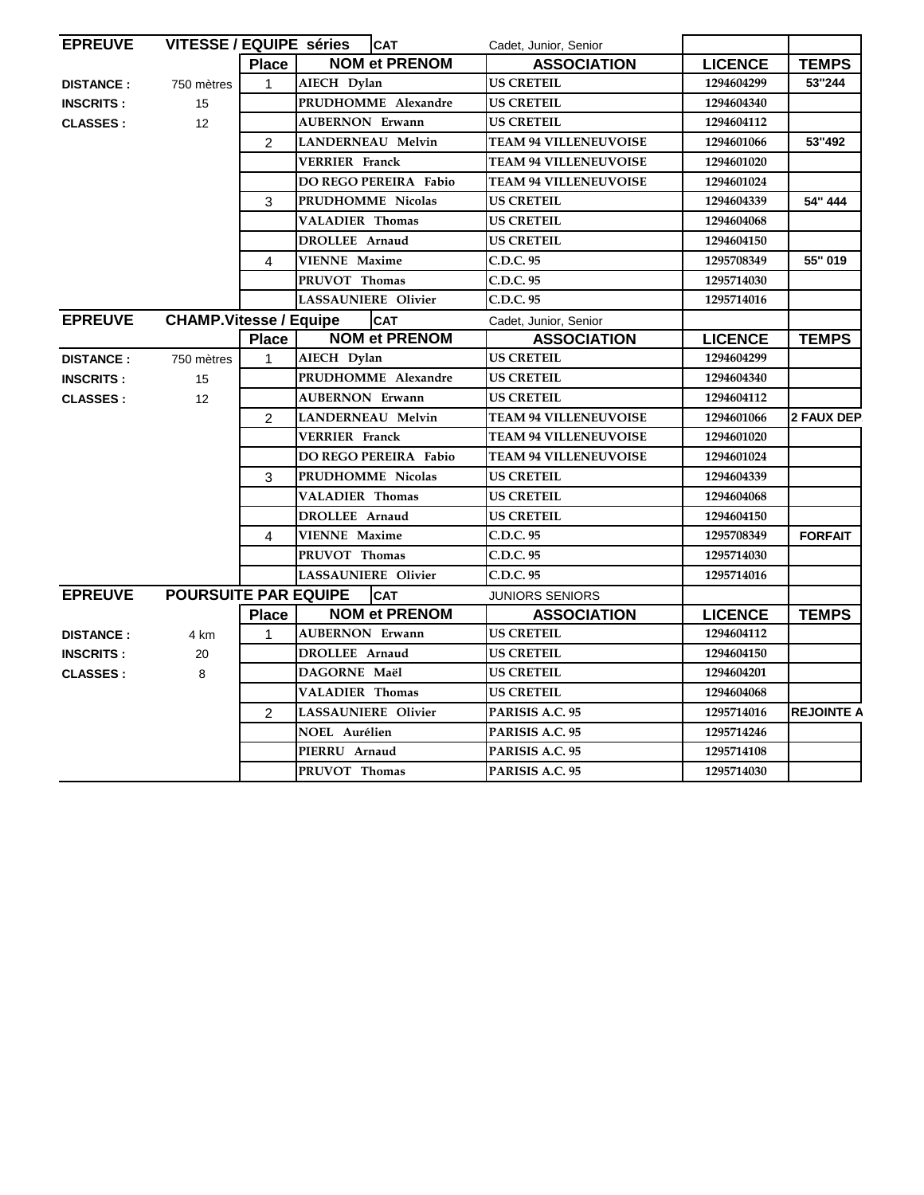| EPREUVE | VITESSE / EQUIPE séries | CAT | | Cadet, Junior, Senior | | |
|---|---|---|---|---|---|---|
| | | Place | NOM et PRENOM | ASSOCIATION | LICENCE | TEMPS |
| DISTANCE : | 750 mètres | 1 | AIECH Dylan | US CRETEIL | 1294604299 | 53"244 |
| INSCRITS : | 15 | | PRUDHOMME Alexandre | US CRETEIL | 1294604340 | |
| CLASSES : | 12 | | AUBERNON Erwann | US CRETEIL | 1294604112 | |
| | | 2 | LANDERNEAU Melvin | TEAM 94 VILLENEUVOISE | 1294601066 | 53"492 |
| | | | VERRIER Franck | TEAM 94 VILLENEUVOISE | 1294601020 | |
| | | | DO REGO PEREIRA Fabio | TEAM 94 VILLENEUVOISE | 1294601024 | |
| | | 3 | PRUDHOMME Nicolas | US CRETEIL | 1294604339 | 54" 444 |
| | | | VALADIER Thomas | US CRETEIL | 1294604068 | |
| | | | DROLLEE Arnaud | US CRETEIL | 1294604150 | |
| | | 4 | VIENNE Maxime | C.D.C. 95 | 1295708349 | 55" 019 |
| | | | PRUVOT Thomas | C.D.C. 95 | 1295714030 | |
| | | | LASSAUNIERE Olivier | C.D.C. 95 | 1295714016 | |

| EPREUVE | CHAMP.Vitesse / Equipe | CAT | | Cadet, Junior, Senior | | |
|---|---|---|---|---|---|---|
| | | Place | NOM et PRENOM | ASSOCIATION | LICENCE | TEMPS |
| DISTANCE : | 750 mètres | 1 | AIECH Dylan | US CRETEIL | 1294604299 | |
| INSCRITS : | 15 | | PRUDHOMME Alexandre | US CRETEIL | 1294604340 | |
| CLASSES : | 12 | | AUBERNON Erwann | US CRETEIL | 1294604112 | |
| | | 2 | LANDERNEAU Melvin | TEAM 94 VILLENEUVOISE | 1294601066 | 2 FAUX DEP. |
| | | | VERRIER Franck | TEAM 94 VILLENEUVOISE | 1294601020 | |
| | | | DO REGO PEREIRA Fabio | TEAM 94 VILLENEUVOISE | 1294601024 | |
| | | 3 | PRUDHOMME Nicolas | US CRETEIL | 1294604339 | |
| | | | VALADIER Thomas | US CRETEIL | 1294604068 | |
| | | | DROLLEE Arnaud | US CRETEIL | 1294604150 | |
| | | 4 | VIENNE Maxime | C.D.C. 95 | 1295708349 | FORFAIT |
| | | | PRUVOT Thomas | C.D.C. 95 | 1295714030 | |
| | | | LASSAUNIERE Olivier | C.D.C. 95 | 1295714016 | |

| EPREUVE | POURSUITE PAR EQUIPE | CAT | | JUNIORS SENIORS | | |
|---|---|---|---|---|---|---|
| | | Place | NOM et PRENOM | ASSOCIATION | LICENCE | TEMPS |
| DISTANCE : | 4 km | 1 | AUBERNON Erwann | US CRETEIL | 1294604112 | |
| INSCRITS : | 20 | | DROLLEE Arnaud | US CRETEIL | 1294604150 | |
| CLASSES : | 8 | | DAGORNE Maël | US CRETEIL | 1294604201 | |
| | | | VALADIER Thomas | US CRETEIL | 1294604068 | |
| | | 2 | LASSAUNIERE Olivier | PARISIS A.C. 95 | 1295714016 | REJOINTE A |
| | | | NOEL Aurélien | PARISIS A.C. 95 | 1295714246 | |
| | | | PIERRU Arnaud | PARISIS A.C. 95 | 1295714108 | |
| | | | PRUVOT Thomas | PARISIS A.C. 95 | 1295714030 | |